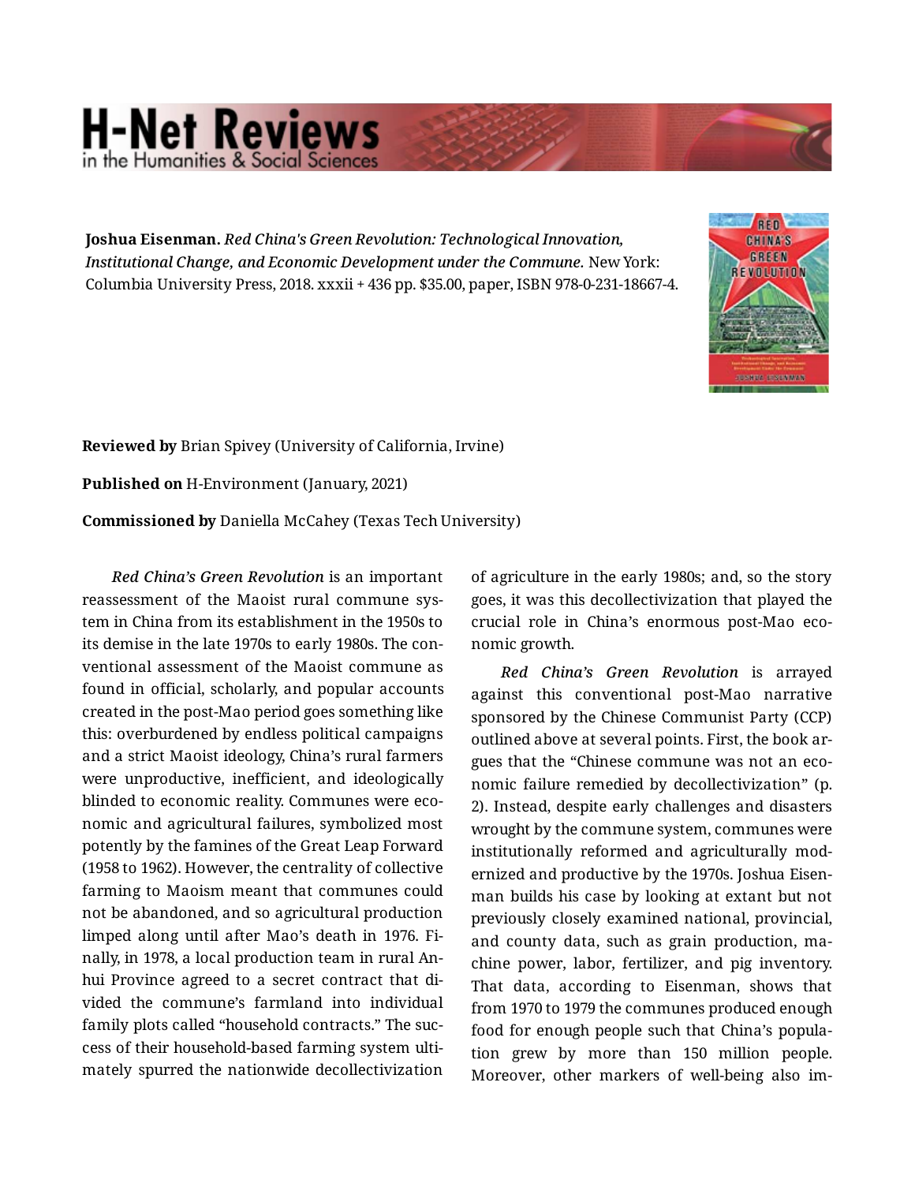**Joshua Eisenman.** *Red China's Green Revolution: Technological Innovation, Institutional Change, and Economic Development under the Commune.* New York: Columbia University Press, 2018. xxxii + 436 pp. $35.00, paper, ISBN 978-0-231-18667-4.

**Reviewed by** Brian Spivey (University of California, Irvine)

**Published on** H-Environment (January, 2021)

**Commissioned by** Daniella McCahey (Texas Tech University)

*Red China's Green Revolution* is an important reassessment of the Maoist rural commune system in China from its establishment in the 1950s to its demise in the late 1970s to early 1980s. The conventional assessment of the Maoist commune as found in official, scholarly, and popular accounts created in the post-Mao period goes something like this: overburdened by endless political campaigns and a strict Maoist ideology, China's rural farmers were unproductive, inefficient, and ideologically blinded to economic reality. Communes were economic and agricultural failures, symbolized most potently by the famines of the Great Leap Forward (1958 to 1962). However, the centrality of collective farming to Maoism meant that communes could not be abandoned, and so agricultural production limped along until after Mao's death in 1976. Finally, in 1978, a local production team in rural Anhui Province agreed to a secret contract that divided the commune's farmland into individual family plots called "household contracts." The success of their household-based farming system ultimately spurred the nationwide decollectivization of agriculture in the early 1980s; and, so the story goes, it was this decollectivization that played the crucial role in China's enormous post-Mao economic growth.

*Red China's Green Revolution* is arrayed against this conventional post-Mao narrative sponsored by the Chinese Communist Party (CCP) outlined above at several points. First, the book argues that the "Chinese commune was not an economic failure remedied by decollectivization" (p. 2). Instead, despite early challenges and disasters wrought by the commune system, communes were institutionally reformed and agriculturally modernized and productive by the 1970s. Joshua Eisenman builds his case by looking at extant but not previously closely examined national, provincial, and county data, such as grain production, machine power, labor, fertilizer, and pig inventory. That data, according to Eisenman, shows that from 1970 to 1979 the communes produced enough food for enough people such that China's population grew by more than 150 million people. Moreover, other markers of well-being also im-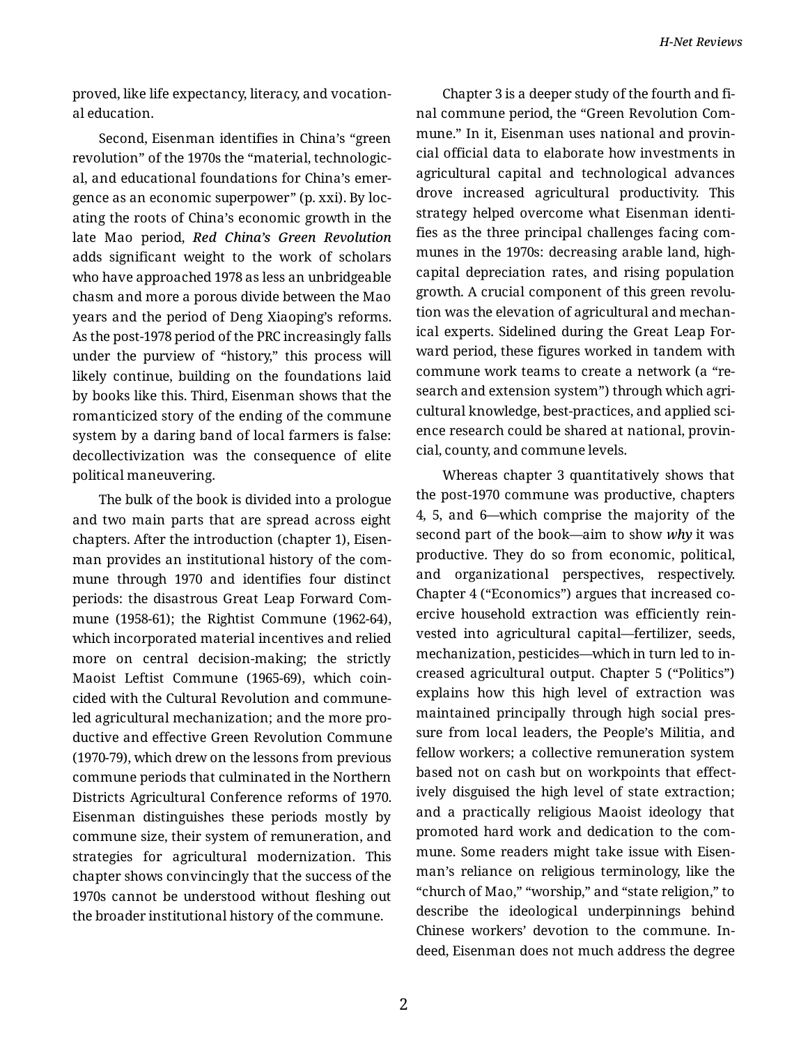proved, like life expectancy, literacy, and vocational education.

Second, Eisenman identifies in China's "green revolution" of the 1970s the "material, technological, and educational foundations for China's emergence as an economic superpower" (p. xxi). By locating the roots of China's economic growth in the late Mao period, ***Red China's Green Revolution*** adds significant weight to the work of scholars who have approached 1978 as less an unbridgeable chasm and more a porous divide between the Mao years and the period of Deng Xiaoping's reforms. As the post-1978 period of the PRC increasingly falls under the purview of "history," this process will likely continue, building on the foundations laid by books like this. Third, Eisenman shows that the romanticized story of the ending of the commune system by a daring band of local farmers is false: decollectivization was the consequence of elite political maneuvering.

The bulk of the book is divided into a prologue and two main parts that are spread across eight chapters. After the introduction (chapter 1), Eisenman provides an institutional history of the commune through 1970 and identifies four distinct periods: the disastrous Great Leap Forward Commune (1958-61); the Rightist Commune (1962-64), which incorporated material incentives and relied more on central decision-making; the strictly Maoist Leftist Commune (1965-69), which coincided with the Cultural Revolution and commune-led agricultural mechanization; and the more productive and effective Green Revolution Commune (1970-79), which drew on the lessons from previous commune periods that culminated in the Northern Districts Agricultural Conference reforms of 1970. Eisenman distinguishes these periods mostly by commune size, their system of remuneration, and strategies for agricultural modernization. This chapter shows convincingly that the success of the 1970s cannot be understood without fleshing out the broader institutional history of the commune.

Chapter 3 is a deeper study of the fourth and final commune period, the "Green Revolution Commune." In it, Eisenman uses national and provincial official data to elaborate how investments in agricultural capital and technological advances drove increased agricultural productivity. This strategy helped overcome what Eisenman identifies as the three principal challenges facing communes in the 1970s: decreasing arable land, high-capital depreciation rates, and rising population growth. A crucial component of this green revolution was the elevation of agricultural and mechanical experts. Sidelined during the Great Leap Forward period, these figures worked in tandem with commune work teams to create a network (a "research and extension system") through which agricultural knowledge, best-practices, and applied science research could be shared at national, provincial, county, and commune levels.

Whereas chapter 3 quantitatively shows that the post-1970 commune was productive, chapters 4, 5, and 6—which comprise the majority of the second part of the book—aim to show ***why*** it was productive. They do so from economic, political, and organizational perspectives, respectively. Chapter 4 ("Economics") argues that increased coercive household extraction was efficiently reinvested into agricultural capital—fertilizer, seeds, mechanization, pesticides—which in turn led to increased agricultural output. Chapter 5 ("Politics") explains how this high level of extraction was maintained principally through high social pressure from local leaders, the People's Militia, and fellow workers; a collective remuneration system based not on cash but on workpoints that effectively disguised the high level of state extraction; and a practically religious Maoist ideology that promoted hard work and dedication to the commune. Some readers might take issue with Eisenman's reliance on religious terminology, like the "church of Mao," "worship," and "state religion," to describe the ideological underpinnings behind Chinese workers' devotion to the commune. Indeed, Eisenman does not much address the degree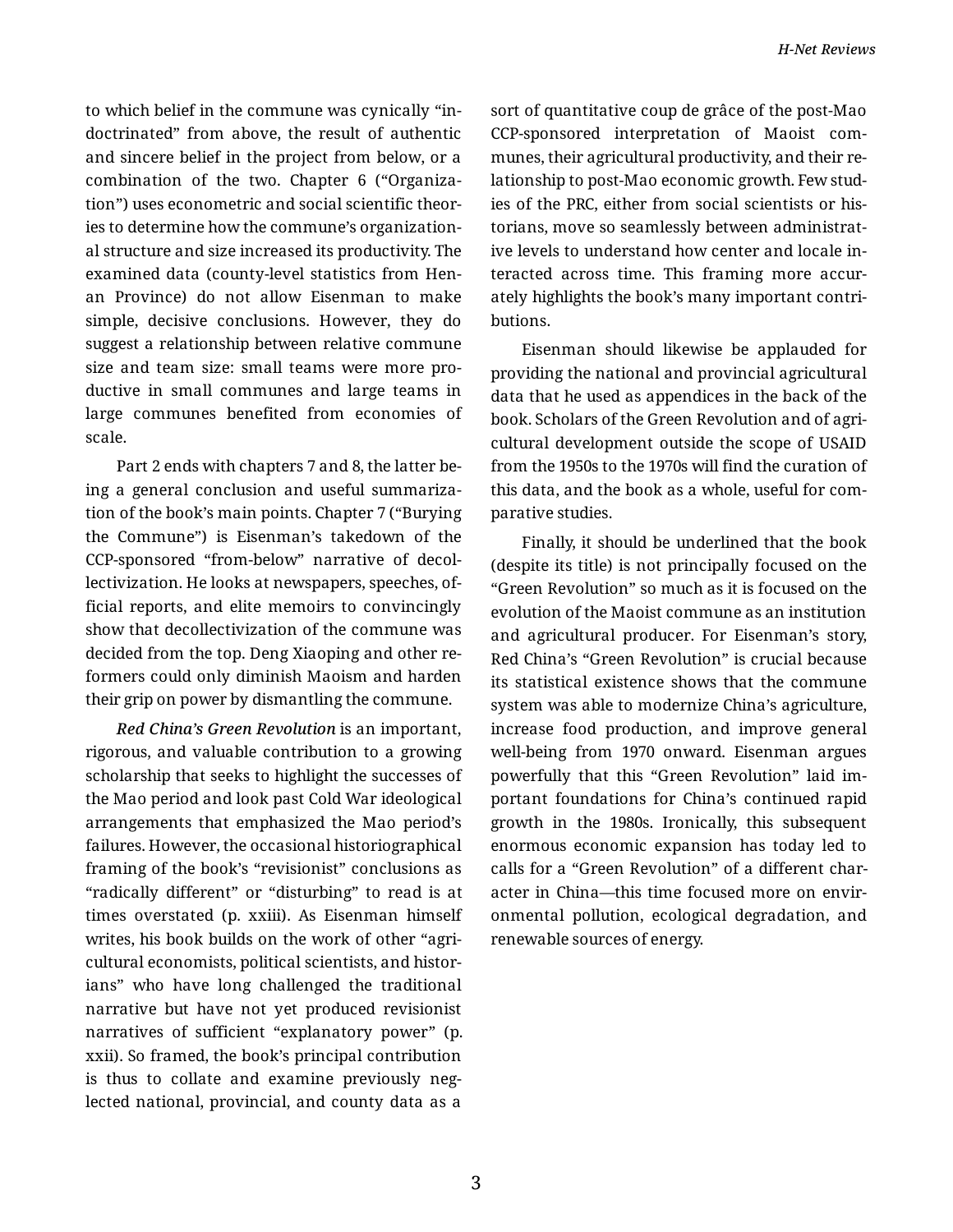to which belief in the commune was cynically "indoctrinated" from above, the result of authentic and sincere belief in the project from below, or a combination of the two. Chapter 6 ("Organization") uses econometric and social scientific theories to determine how the commune's organizational structure and size increased its productivity. The examined data (county-level statistics from Henan Province) do not allow Eisenman to make simple, decisive conclusions. However, they do suggest a relationship between relative commune size and team size: small teams were more productive in small communes and large teams in large communes benefited from economies of scale.

Part 2 ends with chapters 7 and 8, the latter being a general conclusion and useful summarization of the book's main points. Chapter 7 ("Burying the Commune") is Eisenman's takedown of the CCP-sponsored "from-below" narrative of decollectivization. He looks at newspapers, speeches, official reports, and elite memoirs to convincingly show that decollectivization of the commune was decided from the top. Deng Xiaoping and other reformers could only diminish Maoism and harden their grip on power by dismantling the commune.

*Red China's Green Revolution* is an important, rigorous, and valuable contribution to a growing scholarship that seeks to highlight the successes of the Mao period and look past Cold War ideological arrangements that emphasized the Mao period's failures. However, the occasional historiographical framing of the book's "revisionist" conclusions as "radically different" or "disturbing" to read is at times overstated (p. xxiii). As Eisenman himself writes, his book builds on the work of other "agricultural economists, political scientists, and historians" who have long challenged the traditional narrative but have not yet produced revisionist narratives of sufficient "explanatory power" (p. xxii). So framed, the book's principal contribution is thus to collate and examine previously neglected national, provincial, and county data as a sort of quantitative coup de grâce of the post-Mao CCP-sponsored interpretation of Maoist communes, their agricultural productivity, and their relationship to post-Mao economic growth. Few studies of the PRC, either from social scientists or historians, move so seamlessly between administrative levels to understand how center and locale interacted across time. This framing more accurately highlights the book's many important contributions.

Eisenman should likewise be applauded for providing the national and provincial agricultural data that he used as appendices in the back of the book. Scholars of the Green Revolution and of agricultural development outside the scope of USAID from the 1950s to the 1970s will find the curation of this data, and the book as a whole, useful for comparative studies.

Finally, it should be underlined that the book (despite its title) is not principally focused on the "Green Revolution" so much as it is focused on the evolution of the Maoist commune as an institution and agricultural producer. For Eisenman's story, Red China's "Green Revolution" is crucial because its statistical existence shows that the commune system was able to modernize China's agriculture, increase food production, and improve general well-being from 1970 onward. Eisenman argues powerfully that this "Green Revolution" laid important foundations for China's continued rapid growth in the 1980s. Ironically, this subsequent enormous economic expansion has today led to calls for a "Green Revolution" of a different character in China—this time focused more on environmental pollution, ecological degradation, and renewable sources of energy.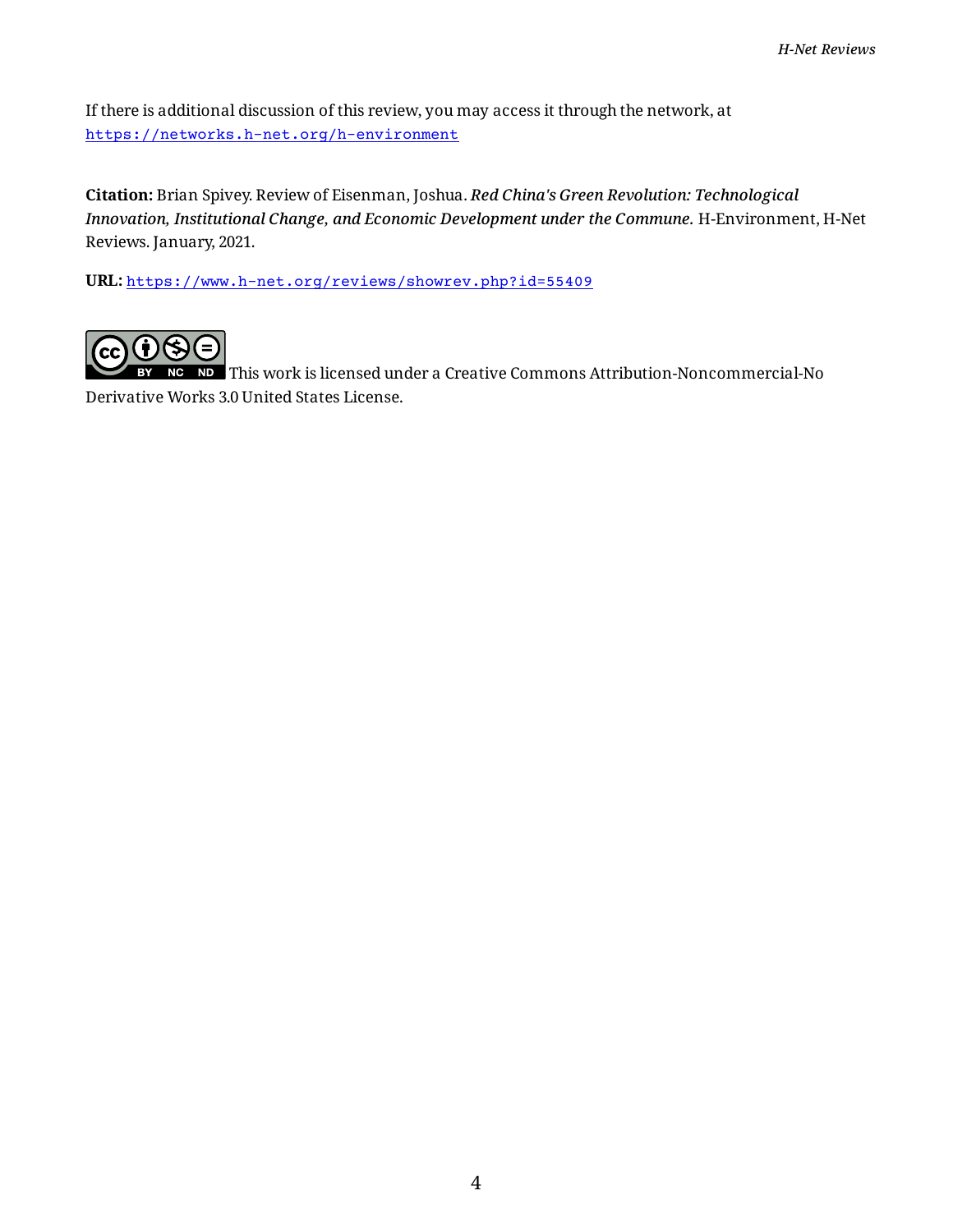If there is additional discussion of this review, you may access it through the network, at https://networks.h-net.org/h-environment

**Citation:** Brian Spivey. Review of Eisenman, Joshua. *Red China's Green Revolution: Technological Innovation, Institutional Change, and Economic Development under the Commune.* H-Environment, H-Net Reviews. January, 2021.

**URL:** https://www.h-net.org/reviews/showrev.php?id=55409

This work is licensed under a Creative Commons Attribution-Noncommercial-No Derivative Works 3.0 United States License.